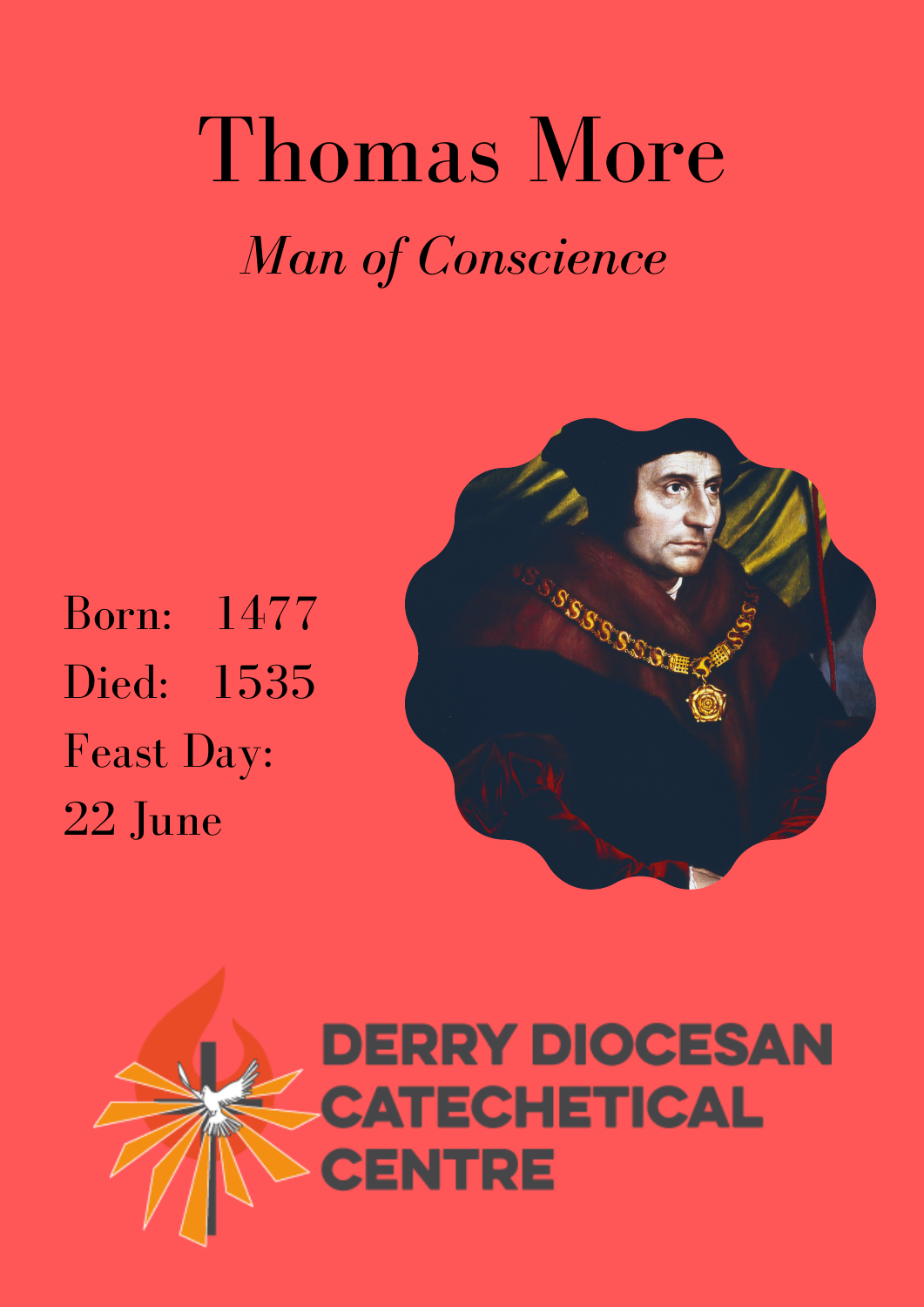# Thomas More

*Man of Conscience*

Born: 1477

Died: 1535

Feast Day:
22 June

DERRY DIOCESAN CATECHETICAL CENTRE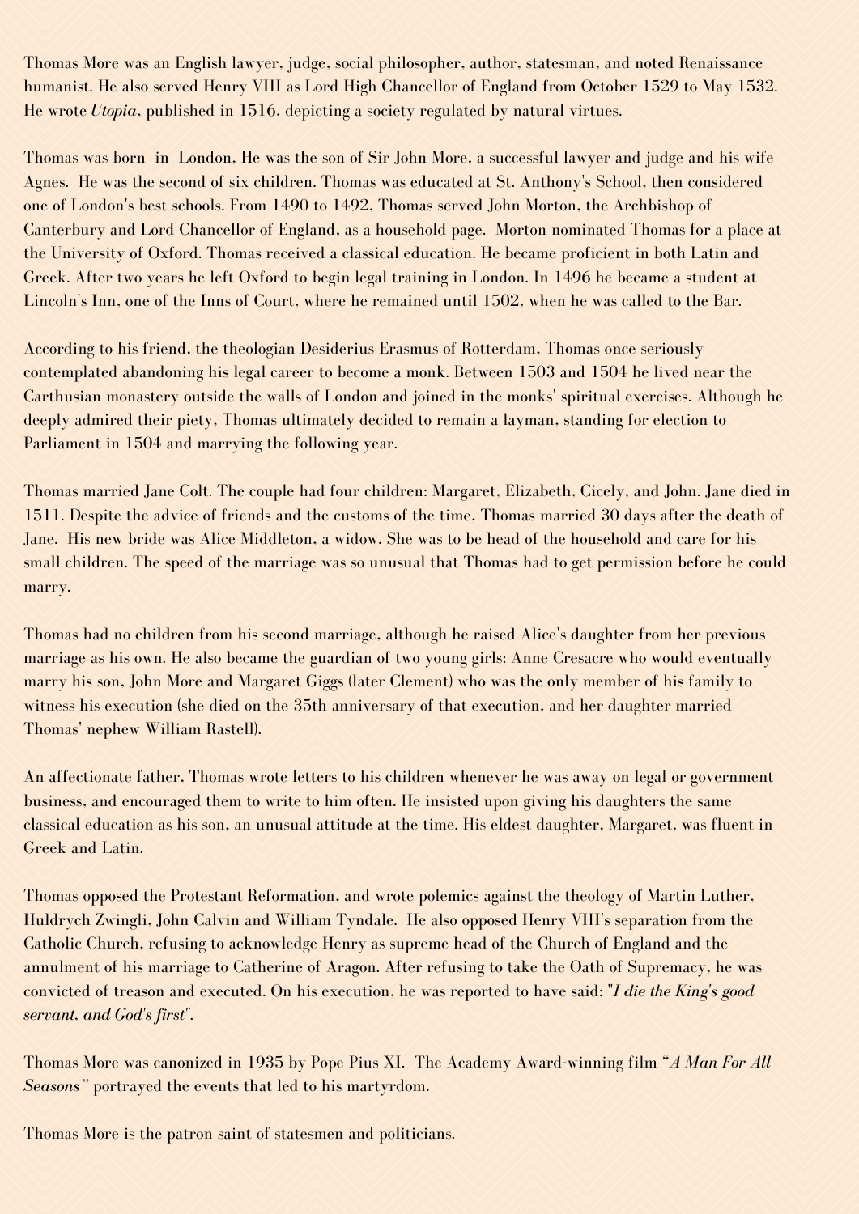Thomas More was an English lawyer, judge, social philosopher, author, statesman, and noted Renaissance humanist. He also served Henry VIII as Lord High Chancellor of England from October 1529 to May 1532. He wrote *Utopia*, published in 1516, depicting a society regulated by natural virtues.

Thomas was born in London. He was the son of Sir John More, a successful lawyer and judge and his wife Agnes. He was the second of six children. Thomas was educated at St. Anthony's School, then considered one of London's best schools. From 1490 to 1492, Thomas served John Morton, the Archbishop of Canterbury and Lord Chancellor of England, as a household page. Morton nominated Thomas for a place at the University of Oxford. Thomas received a classical education. He became proficient in both Latin and Greek. After two years he left Oxford to begin legal training in London. In 1496 he became a student at Lincoln's Inn, one of the Inns of Court, where he remained until 1502, when he was called to the Bar.

According to his friend, the theologian Desiderius Erasmus of Rotterdam, Thomas once seriously contemplated abandoning his legal career to become a monk. Between 1503 and 1504 he lived near the Carthusian monastery outside the walls of London and joined in the monks' spiritual exercises. Although he deeply admired their piety, Thomas ultimately decided to remain a layman, standing for election to Parliament in 1504 and marrying the following year.

Thomas married Jane Colt. The couple had four children: Margaret, Elizabeth, Cicely, and John. Jane died in 1511. Despite the advice of friends and the customs of the time, Thomas married 30 days after the death of Jane. His new bride was Alice Middleton, a widow. She was to be head of the household and care for his small children. The speed of the marriage was so unusual that Thomas had to get permission before he could marry.

Thomas had no children from his second marriage, although he raised Alice's daughter from her previous marriage as his own. He also became the guardian of two young girls: Anne Cresacre who would eventually marry his son, John More and Margaret Giggs (later Clement) who was the only member of his family to witness his execution (she died on the 35th anniversary of that execution, and her daughter married Thomas' nephew William Rastell).

An affectionate father, Thomas wrote letters to his children whenever he was away on legal or government business, and encouraged them to write to him often. He insisted upon giving his daughters the same classical education as his son, an unusual attitude at the time. His eldest daughter, Margaret, was fluent in Greek and Latin.

Thomas opposed the Protestant Reformation, and wrote polemics against the theology of Martin Luther, Huldrych Zwingli, John Calvin and William Tyndale. He also opposed Henry VIII's separation from the Catholic Church, refusing to acknowledge Henry as supreme head of the Church of England and the annulment of his marriage to Catherine of Aragon. After refusing to take the Oath of Supremacy, he was convicted of treason and executed. On his execution, he was reported to have said: "*I die the King's good servant, and God's first*".

Thomas More was canonized in 1935 by Pope Pius XI. The Academy Award-winning film "*A Man For All Seasons*" portrayed the events that led to his martyrdom.

Thomas More is the patron saint of statesmen and politicians.